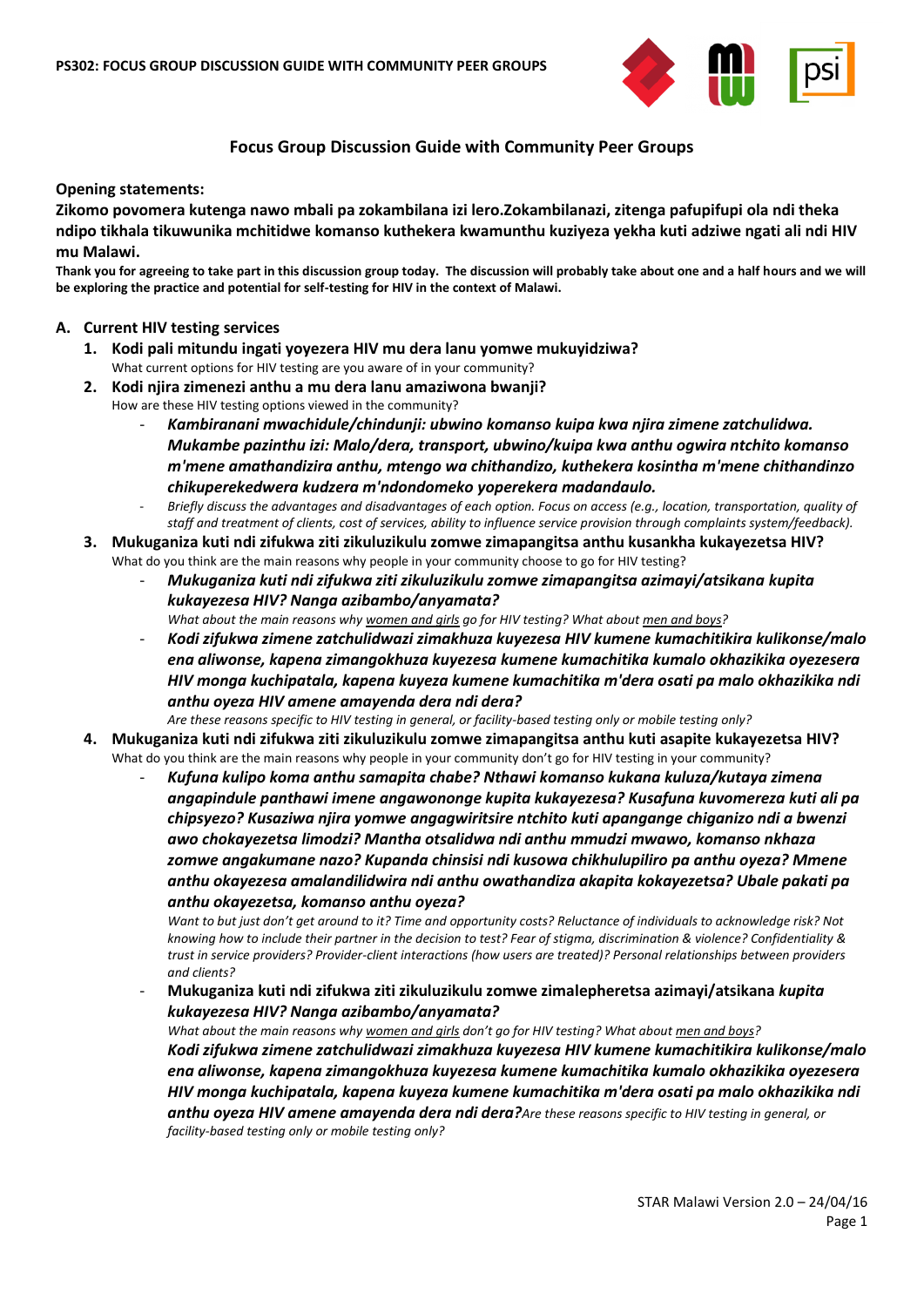# Focus Group Discussion Guide with Community Peer Groups

**Opening statements:**

**Zikomo povomera kutenga nawo mbali pa zokambilana izi lero.Zokambilanazi, zitenga pafupifupi ola ndi theka ndipo tikhala tikuwunika mchitidwe komanso kuthekera kwamunthu kuziyeza yekha kuti adziwe ngati ali ndi HIV mu Malawi.**

**Thank you for agreeing to take part in this discussion group today. The discussion will probably take about one and a half hours and we will be exploring the practice and potential for self-testing for HIV in the context of Malawi.**

## A. Current HIV testing services

1. **Kodi pali mitundu ingati yoyezera HIV mu dera lanu yomwe mukuyidziwa?**
   What current options for HIV testing are you aware of in your community?
2. **Kodi njira zimenezi anthu a mu dera lanu amaziwona bwanji?**
   How are these HIV testing options viewed in the community?
   - ***Kambiranani mwachidule/chindunji: ubwino komanso kuipa kwa njira zimene zatchulidwa. Mukambe pazinthu izi: Malo/dera, transport, ubwino/kuipa kwa anthu ogwira ntchito komanso m'mene amathandizira anthu, mtengo wa chithandizo, kuthekera kosintha m'mene chithandinzo chikuperekedwera kudzera m'ndondomeko yoperekera madandaulo.***
   - *Briefly discuss the advantages and disadvantages of each option. Focus on access (e.g., location, transportation, quality of staff and treatment of clients, cost of services, ability to influence service provision through complaints system/feedback).*
3. **Mukuganiza kuti ndi zifukwa ziti zikuluzikulu zomwe zimapangitsa anthu kusankha kukayezetsa HIV?**
   What do you think are the main reasons why people in your community choose to go for HIV testing?
   - ***Mukuganiza kuti ndi zifukwa ziti zikuluzikulu zomwe zimapangitsa azimayi/atsikana kupita kukayezesa HIV? Nanga azibambo/anyamata?***
     *What about the main reasons why women and girls go for HIV testing? What about men and boys?*
   - ***Kodi zifukwa zimene zatchulidwazi zimakhuza kuyezesa HIV kumene kumachitikira kulikonse/malo ena aliwonse, kapena zimangokhuza kuyezesa kumene kumachitika kumalo okhazikika oyezesera HIV monga kuchipatala, kapena kuyeza kumene kumachitika m'dera osati pa malo okhazikika ndi anthu oyeza HIV amene amayenda dera ndi dera?***
     *Are these reasons specific to HIV testing in general, or facility-based testing only or mobile testing only?*
4. **Mukuganiza kuti ndi zifukwa ziti zikuluzikulu zomwe zimapangitsa anthu kuti asapite kukayezetsa HIV?**
   What do you think are the main reasons why people in your community don't go for HIV testing in your community?
   - ***Kufuna kulipo koma anthu samapita chabe? Nthawi komanso kukana kuluza/kutaya zimena angapindule panthawi imene angawononge kupita kukayezesa? Kusafuna kuvomereza kuti ali pa chipsyezo? Kusaziwa njira yomwe angagwiritsire ntchito kuti apangange chiganizo ndi a bwenzi awo chokayezetsa limodzi? Mantha otsalidwa ndi anthu mmudzi mwawo, komanso nkhaza zomwe angakumane nazo? Kupanda chinsisi ndi kusowa chikhulupiliro pa anthu oyeza? Mmene anthu okayezesa amalandilidwira ndi anthu owathandiza akapita kokayezetsa? Ubale pakati pa anthu okayezetsa, komanso anthu oyeza?***
     *Want to but just don't get around to it? Time and opportunity costs? Reluctance of individuals to acknowledge risk? Not knowing how to include their partner in the decision to test? Fear of stigma, discrimination & violence? Confidentiality & trust in service providers? Provider-client interactions (how users are treated)? Personal relationships between providers and clients?*
   - **Mukuganiza kuti ndi zifukwa ziti zikuluzikulu zomwe zimalepheretsa azimayi/atsikana *kupita kukayezesa HIV? Nanga azibambo/anyamata?***
     *What about the main reasons why women and girls don't go for HIV testing? What about men and boys?*
     ***Kodi zifukwa zimene zatchulidwazi zimakhuza kuyezesa HIV kumene kumachitikira kulikonse/malo ena aliwonse, kapena zimangokhuza kuyezesa kumene kumachitika kumalo okhazikika oyezesera HIV monga kuchipatala, kapena kuyeza kumene kumachitika m'dera osati pa malo okhazikika ndi anthu oyeza HIV amene amayenda dera ndi dera?*** *Are these reasons specific to HIV testing in general, or facility-based testing only or mobile testing only?*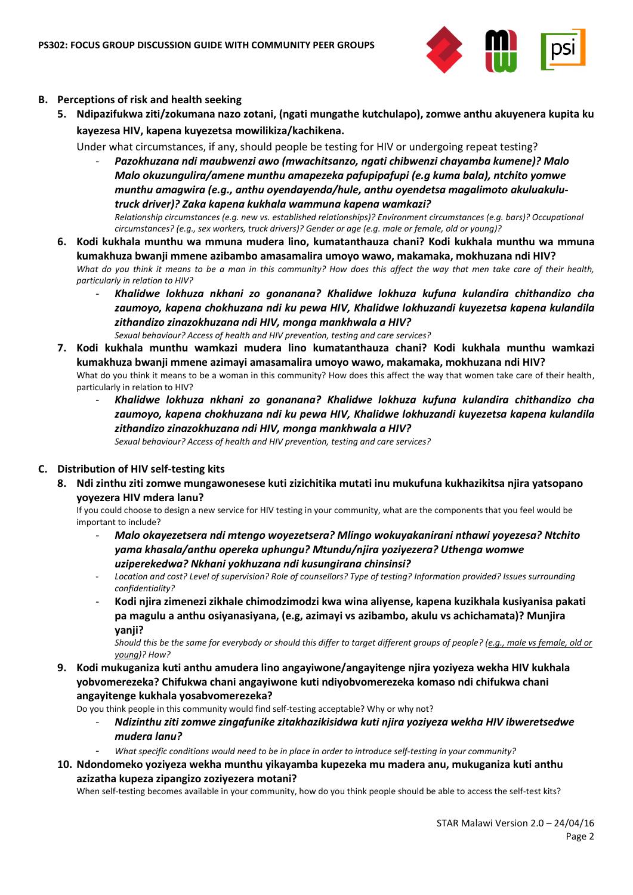## B. Perceptions of risk and health seeking

5. **Ndipazifukwa ziti/zokumana nazo zotani, (ngati mungathe kutchulapo), zomwe anthu akuyenera kupita ku kayezesa HIV, kapena kuyezetsa mowilikiza/kachikena.**

   Under what circumstances, if any, should people be testing for HIV or undergoing repeat testing?

   - ***Pazokhuzana ndi maubwenzi awo (mwachitsanzo, ngati chibwenzi chayamba kumene)? Malo Malo okuzungulira/amene munthu amapezeka pafupipafupi (e.g kuma bala), ntchito yomwe munthu amagwira (e.g., anthu oyendayenda/hule, anthu oyendetsa magalimoto akuluakulu-truck driver)? Zaka kapena kukhala wammuna kapena wamkazi?***

     *Relationship circumstances (e.g. new vs. established relationships)? Environment circumstances (e.g. bars)? Occupational circumstances? (e.g., sex workers, truck drivers)? Gender or age (e.g. male or female, old or young)?*

6. **Kodi kukhala munthu wa mmuna mudera lino, kumatanthauza chani? Kodi kukhala munthu wa mmuna kumakhuza bwanji mmene azibambo amasamalira umoyo wawo, makamaka, mokhuzana ndi HIV?**

   *What do you think it means to be a man in this community? How does this affect the way that men take care of their health, particularly in relation to HIV?*

   - ***Khalidwe lokhuza nkhani zo gonanana? Khalidwe lokhuza kufuna kulandira chithandizo cha zaumoyo, kapena chokhuzana ndi ku pewa HIV, Khalidwe lokhuzandi kuyezetsa kapena kulandila zithandizo zinazokhuzana ndi HIV, monga mankhwala a HIV?***

     *Sexual behaviour? Access of health and HIV prevention, testing and care services?*

7. **Kodi kukhala munthu wamkazi mudera lino kumatanthauza chani? Kodi kukhala munthu wamkazi kumakhuza bwanji mmene azimayi amasamalira umoyo wawo, makamaka, mokhuzana ndi HIV?**

   What do you think it means to be a woman in this community? How does this affect the way that women take care of their health, particularly in relation to HIV?

   - ***Khalidwe lokhuza nkhani zo gonanana? Khalidwe lokhuza kufuna kulandira chithandizo cha zaumoyo, kapena chokhuzana ndi ku pewa HIV, Khalidwe lokhuzandi kuyezetsa kapena kulandila zithandizo zinazokhuzana ndi HIV, monga mankhwala a HIV?***

     *Sexual behaviour? Access of health and HIV prevention, testing and care services?*

## C. Distribution of HIV self-testing kits

8. **Ndi zinthu ziti zomwe mungawonesese kuti zizichitika mutati inu mukufuna kukhazikitsa njira yatsopano yoyezera HIV mdera lanu?**

   If you could choose to design a new service for HIV testing in your community, what are the components that you feel would be important to include?

   - ***Malo okayezetsera ndi mtengo woyezetsera? Mlingo wokuyakanirani nthawi yoyezesa? Ntchito yama khasala/anthu opereka uphungu? Mtundu/njira yoziyezera? Uthenga womwe uziperekedwa? Nkhani yokhuzana ndi kusungirana chinsinsi?***
   - *Location and cost? Level of supervision? Role of counsellors? Type of testing? Information provided? Issues surrounding confidentiality?*
   - **Kodi njira zimenezi zikhale chimodzimodzi kwa wina aliyense, kapena kuzikhala kusiyanisa pakati pa magulu a anthu osiyanasiyana, (e.g, azimayi vs azibambo, akulu vs achichamata)? Munjira yanji?**

     *Should this be the same for everybody or should this differ to target different groups of people? (e.g., male vs female, old or young)? How?*

9. **Kodi mukuganiza kuti anthu amudera lino angayiwone/angayitenge njira yoziyeza wekha HIV kukhala yobvomerezeka? Chifukwa chani angayiwone kuti ndiyobvomerezeka komaso ndi chifukwa chani angayitenge kukhala yosabvomerezeka?**

   Do you think people in this community would find self-testing acceptable? Why or why not?

   - ***Ndizinthu ziti zomwe zingafunike zitakhazikisidwa kuti njira yoziyeza wekha HIV ibweretsedwe mudera lanu?***
   - *What specific conditions would need to be in place in order to introduce self-testing in your community?*

10. **Ndondomeko yoziyeza wekha munthu yikayamba kupezeka mu madera anu, mukuganiza kuti anthu azizatha kupeza zipangizo zoziyezera motani?**

    When self-testing becomes available in your community, how do you think people should be able to access the self-test kits?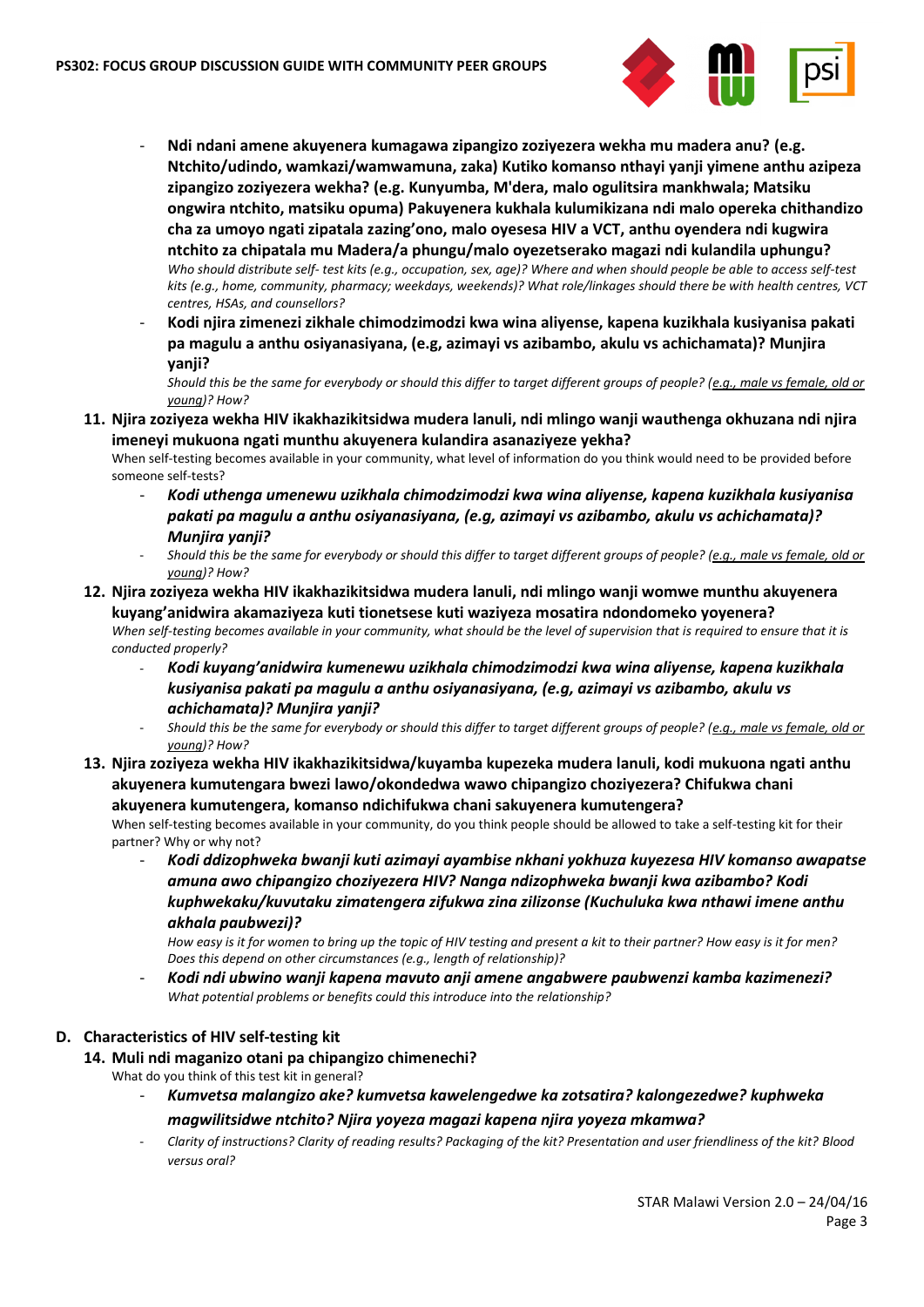- **Ndi ndani amene akuyenera kumagawa zipangizo zoziyezera wekha mu madera anu? (e.g. Ntchito/udindo, wamkazi/wamwamuna, zaka) Kutiko komanso nthayi yanji yimene anthu azipeza zipangizo zoziyezera wekha? (e.g. Kunyumba, M'dera, malo ogulitsira mankhwala; Matsiku ongwira ntchito, matsiku opuma) Pakuyenera kukhala kulumikizana ndi malo opereka chithandizo cha za umoyo ngati zipatala zazing'ono, malo oyesesa HIV a VCT, anthu oyendera ndi kugwira ntchito za chipatala mu Madera/a phungu/malo oyezetserako magazi ndi kulandila uphungu?**
  *Who should distribute self- test kits (e.g., occupation, sex, age)? Where and when should people be able to access self-test kits (e.g., home, community, pharmacy; weekdays, weekends)? What role/linkages should there be with health centres, VCT centres, HSAs, and counsellors?*
- **Kodi njira zimenezi zikhale chimodzimodzi kwa wina aliyense, kapena kuzikhala kusiyanisa pakati pa magulu a anthu osiyanasiyana, (e.g, azimayi vs azibambo, akulu vs achichamata)? Munjira yanji?**
  *Should this be the same for everybody or should this differ to target different groups of people? (e.g., male vs female, old or young)? How?*

**11. Njira zoziyeza wekha HIV ikakhazikitsidwa mudera lanuli, ndi mlingo wanji wauthenga okhuzana ndi njira imeneyi mukuona ngati munthu akuyenera kulandira asanaziyeze yekha?**
When self-testing becomes available in your community, what level of information do you think would need to be provided before someone self-tests?

- ***Kodi uthenga umenewu uzikhala chimodzimodzi kwa wina aliyense, kapena kuzikhala kusiyanisa pakati pa magulu a anthu osiyanasiyana, (e.g, azimayi vs azibambo, akulu vs achichamata)? Munjira yanji?***
- *Should this be the same for everybody or should this differ to target different groups of people? (e.g., male vs female, old or young)? How?*

**12. Njira zoziyeza wekha HIV ikakhazikitsidwa mudera lanuli, ndi mlingo wanji wowme munthu akuyenera kuyang'anidwira akamaziyeza kuti tionetsese kuti waziyeza mosatira ndondomeko yoyenera?**
*When self-testing becomes available in your community, what should be the level of supervision that is required to ensure that it is conducted properly?*

- ***Kodi kuyang'anidwira kumenewu uzikhala chimodzimodzi kwa wina aliyense, kapena kuzikhala kusiyanisa pakati pa magulu a anthu osiyanasiyana, (e.g, azimayi vs azibambo, akulu vs achichamata)? Munjira yanji?***
- *Should this be the same for everybody or should this differ to target different groups of people? (e.g., male vs female, old or young)? How?*

**13. Njira zoziyeza wekha HIV ikakhazikitsidwa/kuyamba kupezeka mudera lanuli, kodi mukuona ngati anthu akuyenera kumutengara bwezi lawo/okondedwa wawo chipangizo choziyezera? Chifukwa chani akuyenera kumutengera, komanso ndichifukwa chani sakuyenera kumutengera?**
When self-testing becomes available in your community, do you think people should be allowed to take a self-testing kit for their partner? Why or why not?

- ***Kodi ddizophweka bwanji kuti azimayi ayambise nkhani yokhuza kuyezesa HIV komanso awapatse amuna awo chipangizo choziyezera HIV? Nanga ndizophweka bwanji kwa azibambo? Kodi kuphwekaku/kuvutaku zimatengera zifukwa zina zilizonse (Kuchuluka kwa nthawi imene anthu akhala paubwezi)?***
  *How easy is it for women to bring up the topic of HIV testing and present a kit to their partner? How easy is it for men? Does this depend on other circumstances (e.g., length of relationship)?*
- ***Kodi ndi ubwino wanji kapena mavuto anji amene angabwere paubwenzi kamba kazimenezi?***
  *What potential problems or benefits could this introduce into the relationship?*

## D. Characteristics of HIV self-testing kit

**14. Muli ndi maganizo otani pa chipangizo chimenechi?**
What do you think of this test kit in general?

- ***Kumvetsa malangizo ake? kumvetsa kawelengedwe ka zotsatira? kalongezedwe? kuphweka magwilitsidwe ntchito? Njira yoyeza magazi kapena njira yoyeza mkamwa?***
- *Clarity of instructions? Clarity of reading results? Packaging of the kit? Presentation and user friendliness of the kit? Blood versus oral?*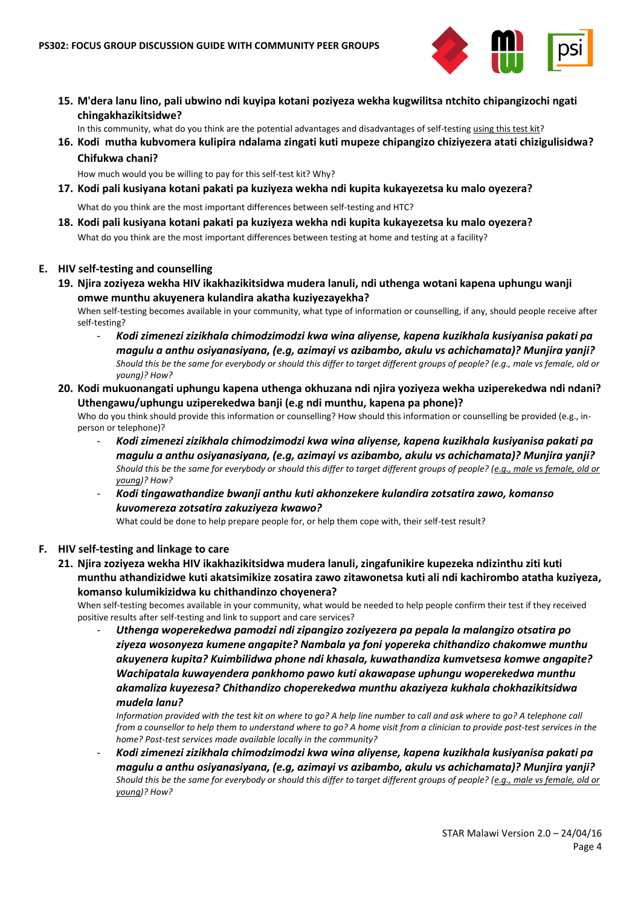15. **M'dera lanu lino, pali ubwino ndi kuyipa kotani poziyeza wekha kugwilitsa ntchito chipangizochi ngati chingakhazikitsidwe?**

    In this community, what do you think are the potential advantages and disadvantages of self-testing using this test kit?

16. **Kodi mutha kubvomera kulipira ndalama zingati kuti mupeze chipangizo chiziyezera atati chizigulisidwa? Chifukwa chani?**

    How much would you be willing to pay for this self-test kit? Why?

17. **Kodi pali kusiyana kotani pakati pa kuziyeza wekha ndi kupita kukayezetsa ku malo oyezera?**

    What do you think are the most important differences between self-testing and HTC?

18. **Kodi pali kusiyana kotani pakati pa kuziyeza wekha ndi kupita kukayezetsa ku malo oyezera?**

    What do you think are the most important differences between testing at home and testing at a facility?

## E. HIV self-testing and counselling

19. **Njira zoziyeza wekha HIV ikakhazikitsidwa mudera lanuli, ndi uthenga wotani kapena uphungu wanji omwe munthu akuyenera kulandira akatha kuziyezayekha?**

    When self-testing becomes available in your community, what type of information or counselling, if any, should people receive after self-testing?

    - ***Kodi zimenezi zizikhala chimodzimodzi kwa wina aliyense, kapena kuzikhala kusiyanisa pakati pa magulu a anthu osiyanasiyana, (e.g, azimayi vs azibambo, akulu vs achichamata)? Munjira yanji?***

      *Should this be the same for everybody or should this differ to target different groups of people? (e.g., male vs female, old or young)? How?*

20. **Kodi mukuonangati uphungu kapena uthenga okhuzana ndi njira yoziyeza wekha uziperekedwa ndi ndani? Uthengawu/uphungu uziperekedwa banji (e.g ndi munthu, kapena pa phone)?**

    Who do you think should provide this information or counselling? How should this information or counselling be provided (e.g., in-person or telephone)?

    - ***Kodi zimenezi zizikhala chimodzimodzi kwa wina aliyense, kapena kuzikhala kusiyanisa pakati pa magulu a anthu osiyanasiyana, (e.g, azimayi vs azibambo, akulu vs achichamata)? Munjira yanji?***

      *Should this be the same for everybody or should this differ to target different groups of people? (e.g., male vs female, old or young)? How?*

    - ***Kodi tingawathandize bwanji anthu kuti akhonzekere kulandira zotsatira zawo, komanso kuvomereza zotsatira zakuziyeza kwawo?***

      What could be done to help prepare people for, or help them cope with, their self-test result?

## F. HIV self-testing and linkage to care

21. **Njira zoziyeza wekha HIV ikakhazikitsidwa mudera lanuli, zingafunikire kupezeka ndizinthu ziti kuti munthu athandizidwe kuti akatsimikize zosatira zawo zitawonetsa kuti ali ndi kachirombo atatha kuziyeza, komanso kulumikizidwa ku chithandinzo choyenera?**

    When self-testing becomes available in your community, what would be needed to help people confirm their test if they received positive results after self-testing and link to support and care services?

    - ***Uthenga woperekedwa pamodzi ndi zipangizo zoziyezera pa pepala la malangizo otsatira po ziyeza wosonyeza kumene angapite? Nambala ya foni yopereka chithandizo chakomwe munthu akuyenera kupita? Kuimbilidwa phone ndi khasala, kuwathandiza kumvetsesa komwe angapite? Wachipatala kuwayendera pankhomo pawo kuti akawapase uphungu woperekedwa munthu akamaliza kuyezesa? Chithandizo choperekedwa munthu akaziyeza kukhala chokhazikitsidwa mudela lanu?***

      *Information provided with the test kit on where to go? A help line number to call and ask where to go? A telephone call from a counsellor to help them to understand where to go? A home visit from a clinician to provide post-test services in the home? Post-test services made available locally in the community?*

    - ***Kodi zimenezi zizikhala chimodzimodzi kwa wina aliyense, kapena kuzikhala kusiyanisa pakati pa magulu a anthu osiyanasiyana, (e.g, azimayi vs azibambo, akulu vs achichamata)? Munjira yanji?***

      *Should this be the same for everybody or should this differ to target different groups of people? (e.g., male vs female, old or young)? How?*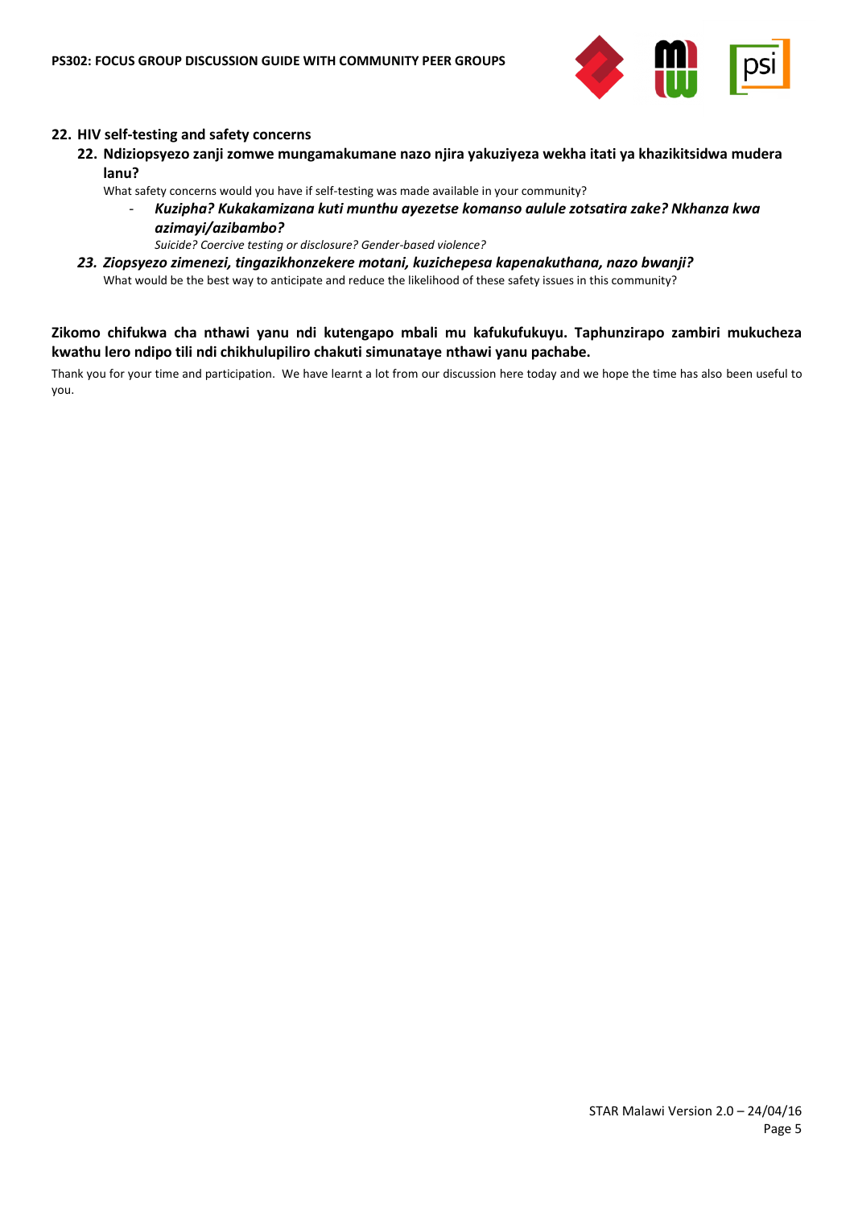**22. HIV self-testing and safety concerns**

22. **Ndiziopsyezo zanji zomwe mungamakumane nazo njira yakuziyeza wekha itati ya khazikitsidwa mudera lanu?**

    What safety concerns would you have if self-testing was made available in your community?

    - ***Kuzipha? Kukakamizana kuti munthu ayezetse komanso aulule zotsatira zake? Nkhanza kwa azimayi/azibambo?***

      *Suicide? Coercive testing or disclosure? Gender-based violence?*

23. ***Ziopsyezo zimenezi, tingazikhonzekere motani, kuzichepesa kapenakuthana, nazo bwanji?***

    What would be the best way to anticipate and reduce the likelihood of these safety issues in this community?

**Zikomo chifukwa cha nthawi yanu ndi kutengapo mbali mu kafukufukuyu. Taphunzirapo zambiri mukucheza kwathu lero ndipo tili ndi chikhulupiliro chakuti simunataye nthawi yanu pachabe.**

Thank you for your time and participation. We have learnt a lot from our discussion here today and we hope the time has also been useful to you.